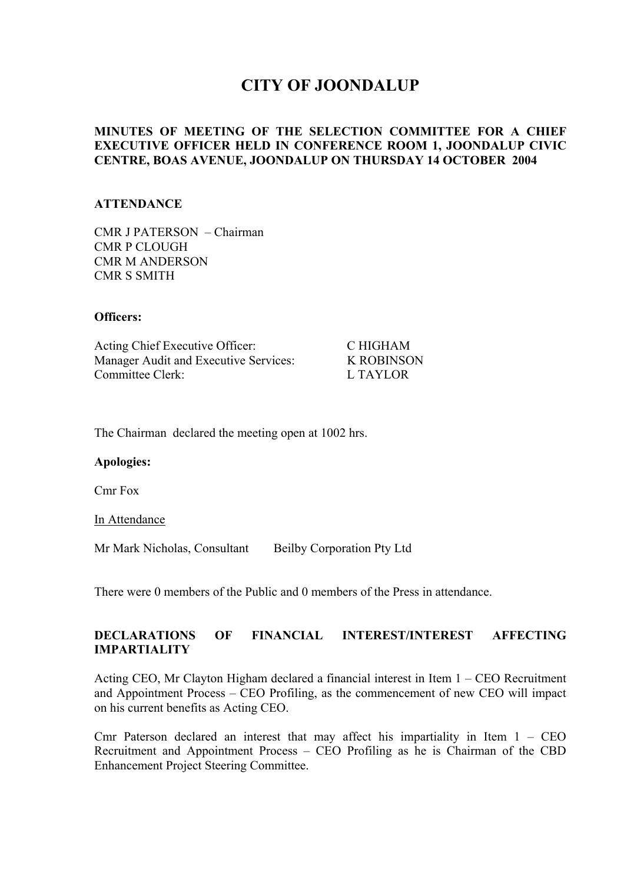# CITY OF JOONDALUP

**MINUTES OF MEETING OF THE SELECTION COMMITTEE FOR A CHIEF EXECUTIVE OFFICER HELD IN CONFERENCE ROOM 1, JOONDALUP CIVIC CENTRE, BOAS AVENUE, JOONDALUP ON THURSDAY 14 OCTOBER 2004**

## ATTENDANCE

CMR J PATERSON – Chairman
CMR P CLOUGH
CMR M ANDERSON
CMR S SMITH

**Officers:**

| | |
|---|---|
| Acting Chief Executive Officer: | C HIGHAM |
| Manager Audit and Executive Services: | K ROBINSON |
| Committee Clerk: | L TAYLOR |

The Chairman declared the meeting open at 1002 hrs.

**Apologies:**

Cmr Fox

In Attendance

Mr Mark Nicholas, Consultant     Beilby Corporation Pty Ltd

There were 0 members of the Public and 0 members of the Press in attendance.

## DECLARATIONS OF FINANCIAL INTEREST/INTEREST AFFECTING IMPARTIALITY

Acting CEO, Mr Clayton Higham declared a financial interest in Item 1 – CEO Recruitment and Appointment Process – CEO Profiling, as the commencement of new CEO will impact on his current benefits as Acting CEO.

Cmr Paterson declared an interest that may affect his impartiality in Item 1 – CEO Recruitment and Appointment Process – CEO Profiling as he is Chairman of the CBD Enhancement Project Steering Committee.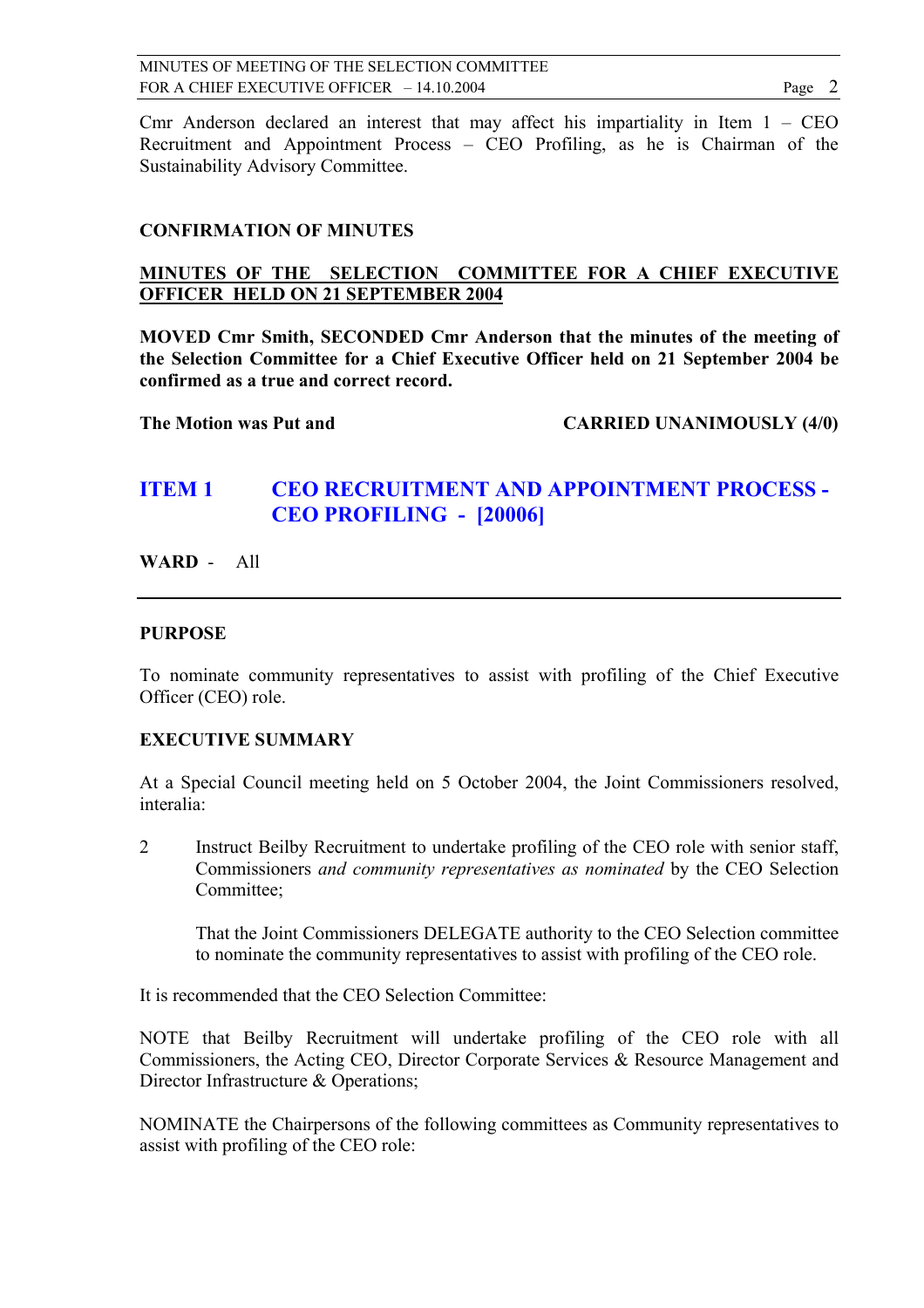Cmr Anderson declared an interest that may affect his impartiality in Item 1 – CEO Recruitment and Appointment Process – CEO Profiling, as he is Chairman of the Sustainability Advisory Committee.

## CONFIRMATION OF MINUTES

**MINUTES OF THE SELECTION COMMITTEE FOR A CHIEF EXECUTIVE OFFICER HELD ON 21 SEPTEMBER 2004**

**MOVED Cmr Smith, SECONDED Cmr Anderson that the minutes of the meeting of the Selection Committee for a Chief Executive Officer held on 21 September 2004 be confirmed as a true and correct record.**

**The Motion was Put and CARRIED UNANIMOUSLY (4/0)**

## ITEM 1 CEO RECRUITMENT AND APPOINTMENT PROCESS - CEO PROFILING - [20006]

**WARD** - All

---

**PURPOSE**

To nominate community representatives to assist with profiling of the Chief Executive Officer (CEO) role.

**EXECUTIVE SUMMARY**

At a Special Council meeting held on 5 October 2004, the Joint Commissioners resolved, interalia:

2 Instruct Beilby Recruitment to undertake profiling of the CEO role with senior staff, Commissioners *and community representatives as nominated* by the CEO Selection Committee;

That the Joint Commissioners DELEGATE authority to the CEO Selection committee to nominate the community representatives to assist with profiling of the CEO role.

It is recommended that the CEO Selection Committee:

NOTE that Beilby Recruitment will undertake profiling of the CEO role with all Commissioners, the Acting CEO, Director Corporate Services & Resource Management and Director Infrastructure & Operations;

NOMINATE the Chairpersons of the following committees as Community representatives to assist with profiling of the CEO role: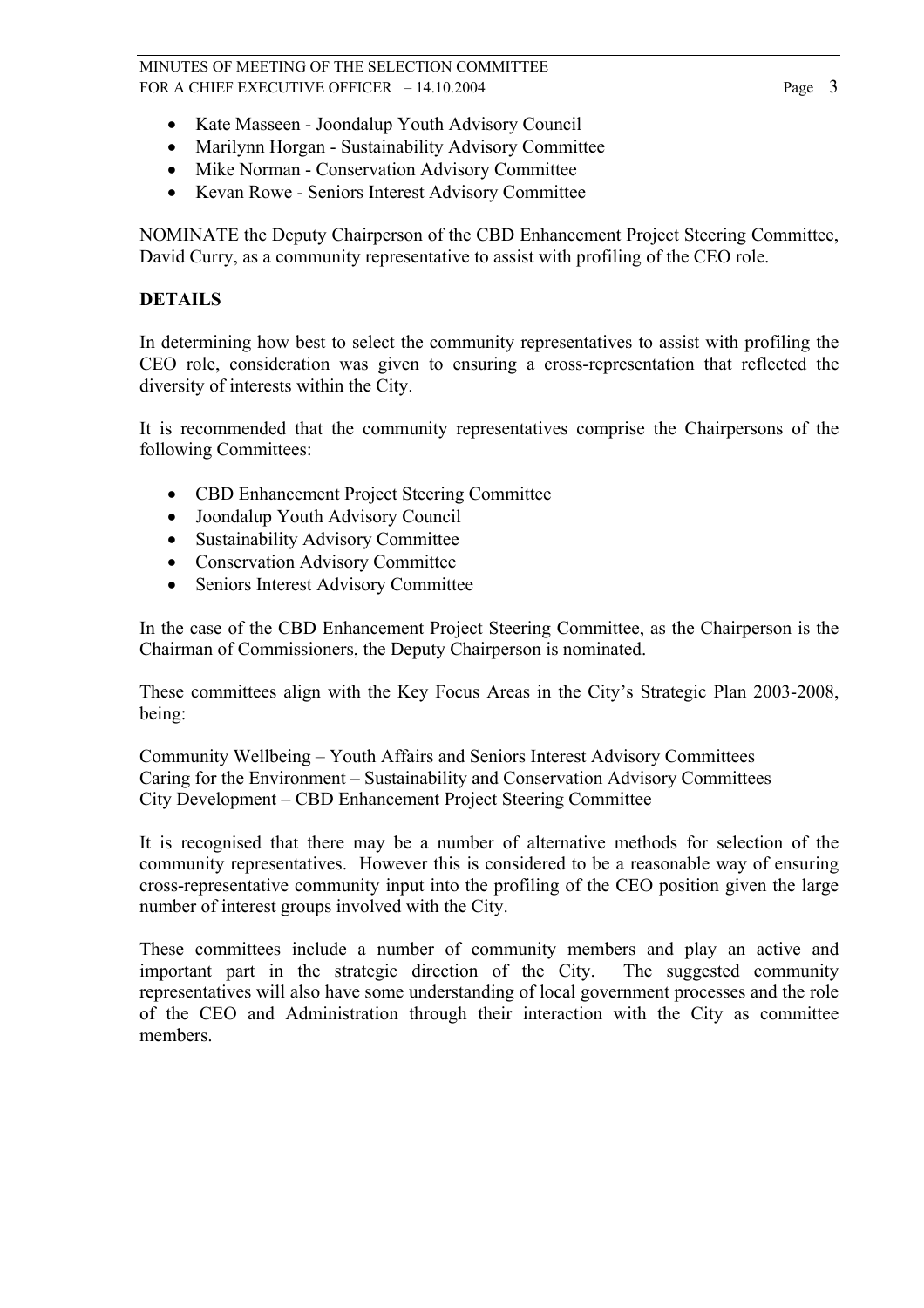- Kate Masseen - Joondalup Youth Advisory Council
- Marilynn Horgan - Sustainability Advisory Committee
- Mike Norman - Conservation Advisory Committee
- Kevan Rowe - Seniors Interest Advisory Committee

NOMINATE the Deputy Chairperson of the CBD Enhancement Project Steering Committee, David Curry, as a community representative to assist with profiling of the CEO role.

**DETAILS**

In determining how best to select the community representatives to assist with profiling the CEO role, consideration was given to ensuring a cross-representation that reflected the diversity of interests within the City.

It is recommended that the community representatives comprise the Chairpersons of the following Committees:

- CBD Enhancement Project Steering Committee
- Joondalup Youth Advisory Council
- Sustainability Advisory Committee
- Conservation Advisory Committee
- Seniors Interest Advisory Committee

In the case of the CBD Enhancement Project Steering Committee, as the Chairperson is the Chairman of Commissioners, the Deputy Chairperson is nominated.

These committees align with the Key Focus Areas in the City's Strategic Plan 2003-2008, being:

Community Wellbeing – Youth Affairs and Seniors Interest Advisory Committees
Caring for the Environment – Sustainability and Conservation Advisory Committees
City Development – CBD Enhancement Project Steering Committee

It is recognised that there may be a number of alternative methods for selection of the community representatives. However this is considered to be a reasonable way of ensuring cross-representative community input into the profiling of the CEO position given the large number of interest groups involved with the City.

These committees include a number of community members and play an active and important part in the strategic direction of the City. The suggested community representatives will also have some understanding of local government processes and the role of the CEO and Administration through their interaction with the City as committee members.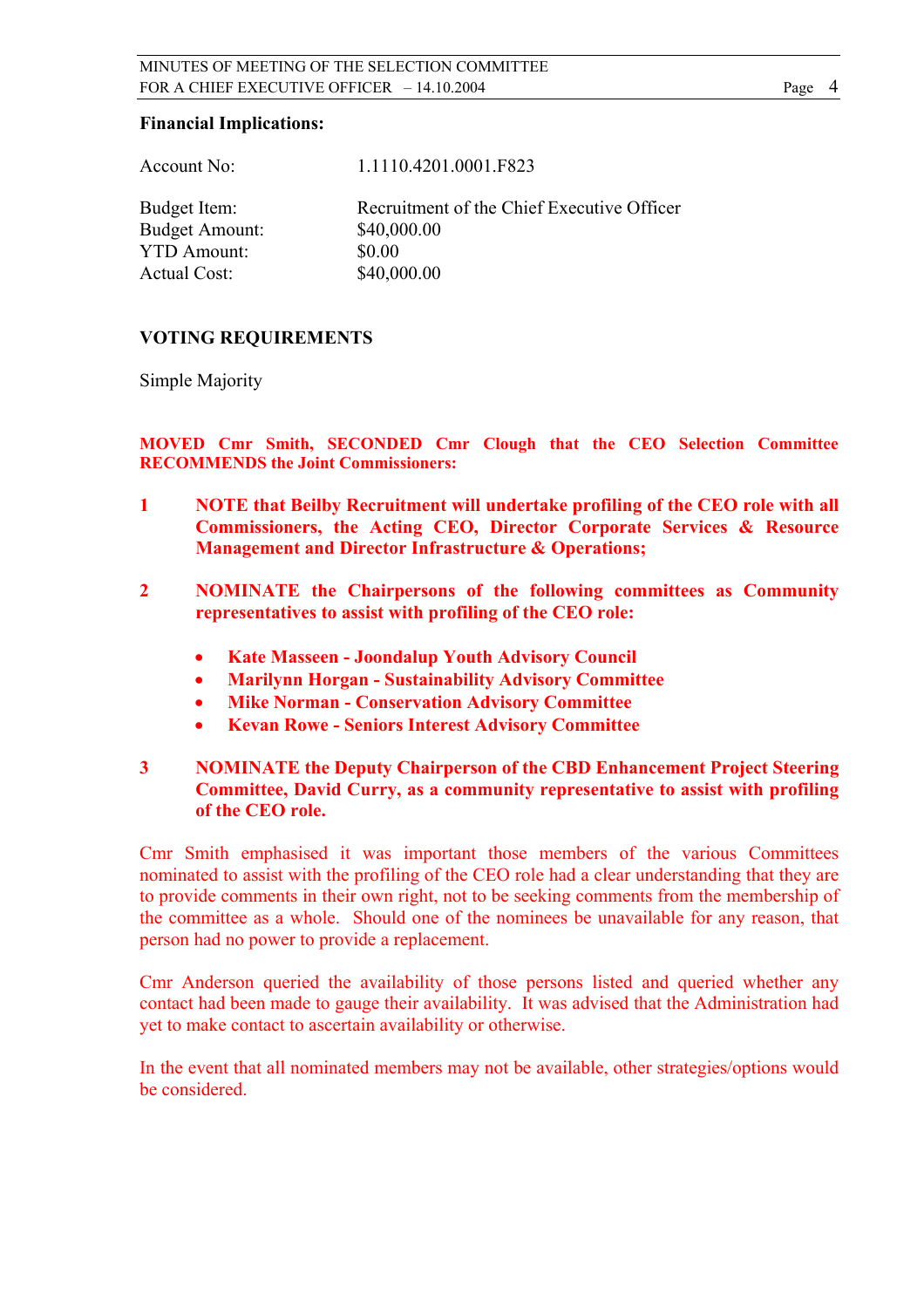**Financial Implications:**

| | |
|---|---|
| Account No: | 1.1110.4201.0001.F823 |
| Budget Item: | Recruitment of the Chief Executive Officer |
| Budget Amount: | $40,000.00 |
| YTD Amount: | $0.00 |
| Actual Cost: | $40,000.00 |

**VOTING REQUIREMENTS**

Simple Majority

**MOVED Cmr Smith, SECONDED Cmr Clough that the CEO Selection Committee RECOMMENDS the Joint Commissioners:**

**1 NOTE that Beilby Recruitment will undertake profiling of the CEO role with all Commissioners, the Acting CEO, Director Corporate Services & Resource Management and Director Infrastructure & Operations;**

**2 NOMINATE the Chairpersons of the following committees as Community representatives to assist with profiling of the CEO role:**

- **Kate Masseen - Joondalup Youth Advisory Council**
- **Marilynn Horgan - Sustainability Advisory Committee**
- **Mike Norman - Conservation Advisory Committee**
- **Kevan Rowe - Seniors Interest Advisory Committee**

**3 NOMINATE the Deputy Chairperson of the CBD Enhancement Project Steering Committee, David Curry, as a community representative to assist with profiling of the CEO role.**

Cmr Smith emphasised it was important those members of the various Committees nominated to assist with the profiling of the CEO role had a clear understanding that they are to provide comments in their own right, not to be seeking comments from the membership of the committee as a whole. Should one of the nominees be unavailable for any reason, that person had no power to provide a replacement.

Cmr Anderson queried the availability of those persons listed and queried whether any contact had been made to gauge their availability. It was advised that the Administration had yet to make contact to ascertain availability or otherwise.

In the event that all nominated members may not be available, other strategies/options would be considered.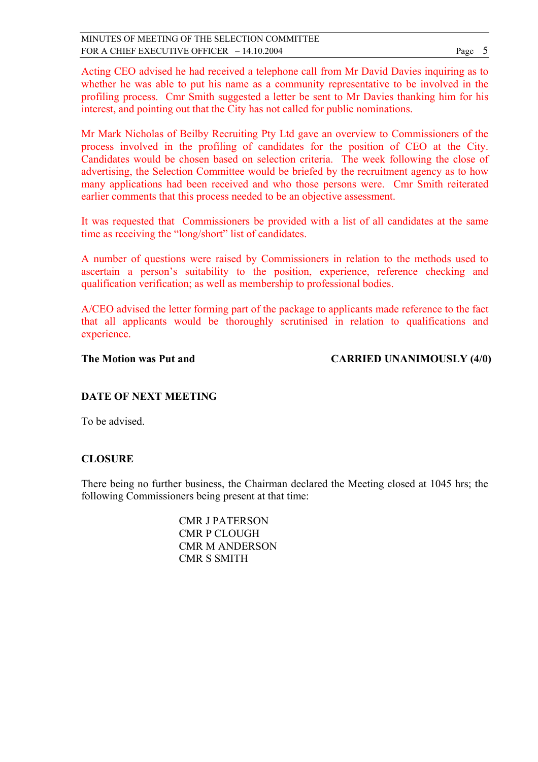Acting CEO advised he had received a telephone call from Mr David Davies inquiring as to whether he was able to put his name as a community representative to be involved in the profiling process. Cmr Smith suggested a letter be sent to Mr Davies thanking him for his interest, and pointing out that the City has not called for public nominations.

Mr Mark Nicholas of Beilby Recruiting Pty Ltd gave an overview to Commissioners of the process involved in the profiling of candidates for the position of CEO at the City. Candidates would be chosen based on selection criteria. The week following the close of advertising, the Selection Committee would be briefed by the recruitment agency as to how many applications had been received and who those persons were. Cmr Smith reiterated earlier comments that this process needed to be an objective assessment.

It was requested that Commissioners be provided with a list of all candidates at the same time as receiving the "long/short" list of candidates.

A number of questions were raised by Commissioners in relation to the methods used to ascertain a person's suitability to the position, experience, reference checking and qualification verification; as well as membership to professional bodies.

A/CEO advised the letter forming part of the package to applicants made reference to the fact that all applicants would be thoroughly scrutinised in relation to qualifications and experience.

**The Motion was Put and** **CARRIED UNANIMOUSLY (4/0)**

## DATE OF NEXT MEETING

To be advised.

## CLOSURE

There being no further business, the Chairman declared the Meeting closed at 1045 hrs; the following Commissioners being present at that time:

CMR J PATERSON
CMR P CLOUGH
CMR M ANDERSON
CMR S SMITH